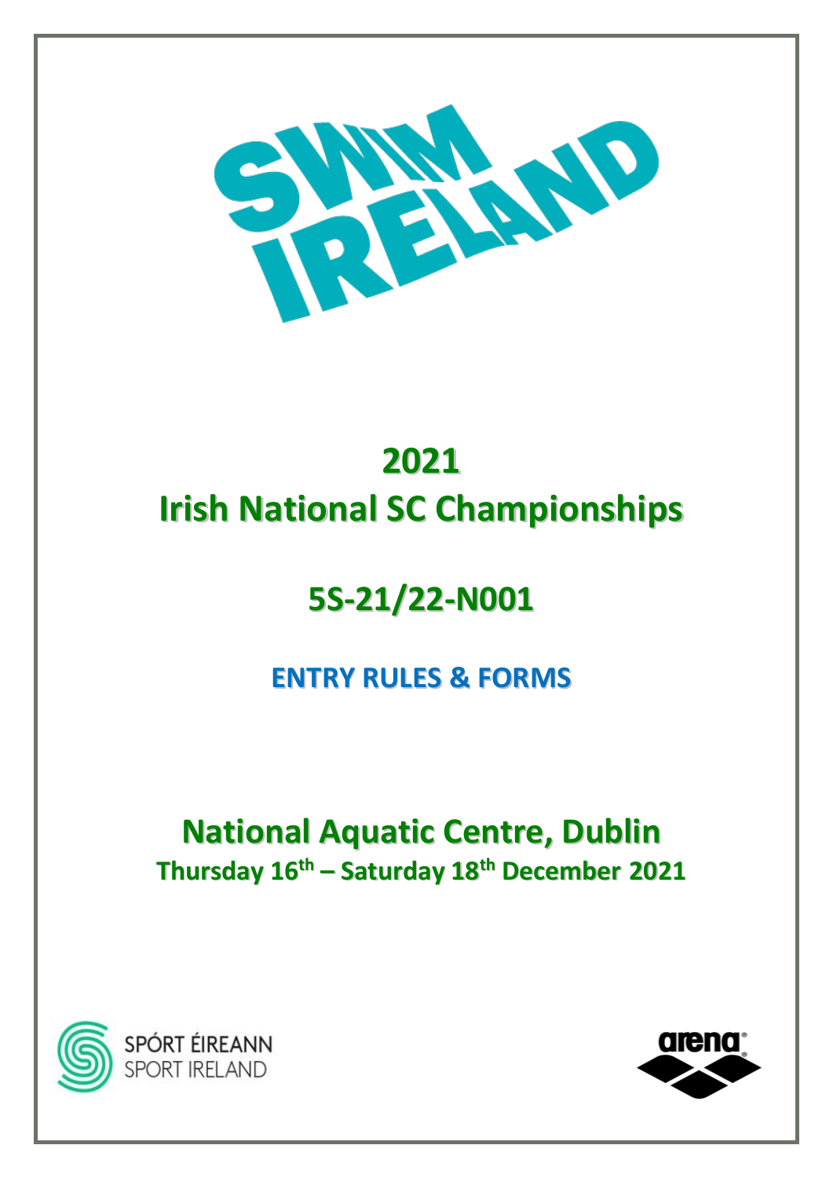# 2021
# Irish National SC Championships

## 5S-21/22-N001

### ENTRY RULES & FORMS

## National Aquatic Centre, Dublin

**Thursday 16th – Saturday 18th December 2021**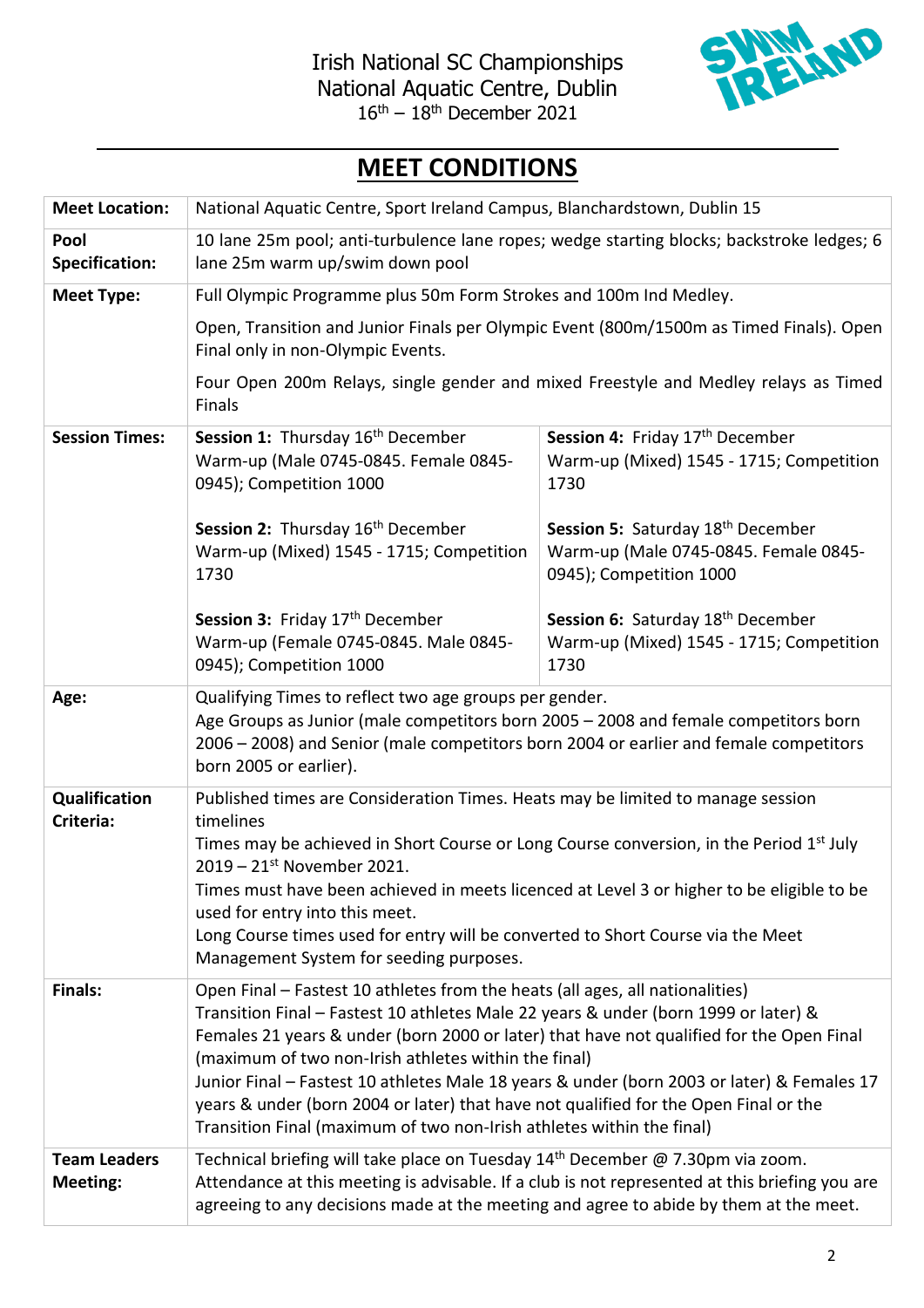Irish National SC Championships
National Aquatic Centre, Dublin
16th – 18th December 2021

# MEET CONDITIONS

| | | |
|---|---|---|
| **Meet Location:** | National Aquatic Centre, Sport Ireland Campus, Blanchardstown, Dublin 15 | |
| **Pool Specification:** | 10 lane 25m pool; anti-turbulence lane ropes; wedge starting blocks; backstroke ledges; 6 lane 25m warm up/swim down pool | |
| **Meet Type:** | Full Olympic Programme plus 50m Form Strokes and 100m Ind Medley.<br><br>Open, Transition and Junior Finals per Olympic Event (800m/1500m as Timed Finals). Open Final only in non-Olympic Events.<br><br>Four Open 200m Relays, single gender and mixed Freestyle and Medley relays as Timed Finals | |
| **Session Times:** | **Session 1:** Thursday 16th December<br>Warm-up (Male 0745-0845. Female 0845-0945); Competition 1000 | **Session 4:** Friday 17th December<br>Warm-up (Mixed) 1545 - 1715; Competition 1730 |
| | **Session 2:** Thursday 16th December<br>Warm-up (Mixed) 1545 - 1715; Competition 1730 | **Session 5:** Saturday 18th December<br>Warm-up (Male 0745-0845. Female 0845-0945); Competition 1000 |
| | **Session 3:** Friday 17th December<br>Warm-up (Female 0745-0845. Male 0845-0945); Competition 1000 | **Session 6:** Saturday 18th December<br>Warm-up (Mixed) 1545 - 1715; Competition 1730 |
| **Age:** | Qualifying Times to reflect two age groups per gender.<br>Age Groups as Junior (male competitors born 2005 – 2008 and female competitors born 2006 – 2008) and Senior (male competitors born 2004 or earlier and female competitors born 2005 or earlier). | |
| **Qualification Criteria:** | Published times are Consideration Times. Heats may be limited to manage session timelines<br>Times may be achieved in Short Course or Long Course conversion, in the Period 1st July 2019 – 21st November 2021.<br>Times must have been achieved in meets licenced at Level 3 or higher to be eligible to be used for entry into this meet.<br>Long Course times used for entry will be converted to Short Course via the Meet Management System for seeding purposes. | |
| **Finals:** | Open Final – Fastest 10 athletes from the heats (all ages, all nationalities)<br>Transition Final – Fastest 10 athletes Male 22 years & under (born 1999 or later) & Females 21 years & under (born 2000 or later) that have not qualified for the Open Final (maximum of two non-Irish athletes within the final)<br>Junior Final – Fastest 10 athletes Male 18 years & under (born 2003 or later) & Females 17 years & under (born 2004 or later) that have not qualified for the Open Final or the Transition Final (maximum of two non-Irish athletes within the final) | |
| **Team Leaders Meeting:** | Technical briefing will take place on Tuesday 14th December @ 7.30pm via zoom.<br>Attendance at this meeting is advisable. If a club is not represented at this briefing you are agreeing to any decisions made at the meeting and agree to abide by them at the meet. | |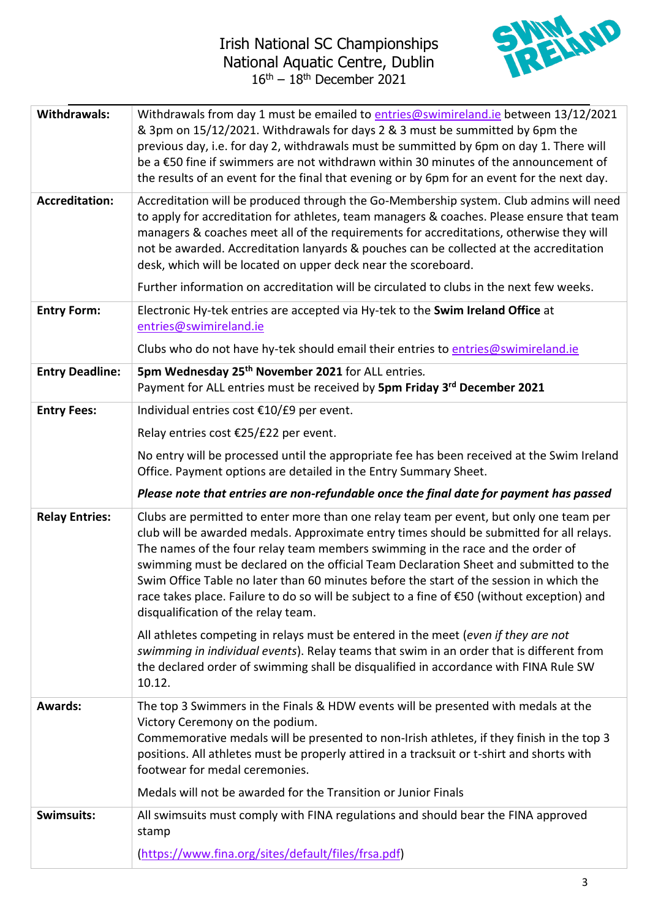# Irish National SC Championships
## National Aquatic Centre, Dublin
### 16th – 18th December 2021

| | |
|---|---|
| **Withdrawals:** | Withdrawals from day 1 must be emailed to entries@swimireland.ie between 13/12/2021 & 3pm on 15/12/2021. Withdrawals for days 2 & 3 must be summitted by 6pm the previous day, i.e. for day 2, withdrawals must be summitted by 6pm on day 1. There will be a €50 fine if swimmers are not withdrawn within 30 minutes of the announcement of the results of an event for the final that evening or by 6pm for an event for the next day. |
| **Accreditation:** | Accreditation will be produced through the Go-Membership system. Club admins will need to apply for accreditation for athletes, team managers & coaches. Please ensure that team managers & coaches meet all of the requirements for accreditations, otherwise they will not be awarded. Accreditation lanyards & pouches can be collected at the accreditation desk, which will be located on upper deck near the scoreboard.<br><br>Further information on accreditation will be circulated to clubs in the next few weeks. |
| **Entry Form:** | Electronic Hy-tek entries are accepted via Hy-tek to the **Swim Ireland Office** at entries@swimireland.ie<br><br>Clubs who do not have hy-tek should email their entries to entries@swimireland.ie |
| **Entry Deadline:** | **5pm Wednesday 25th November 2021** for ALL entries.<br>Payment for ALL entries must be received by **5pm Friday 3rd December 2021** |
| **Entry Fees:** | Individual entries cost €10/£9 per event.<br><br>Relay entries cost €25/£22 per event.<br><br>No entry will be processed until the appropriate fee has been received at the Swim Ireland Office. Payment options are detailed in the Entry Summary Sheet.<br><br>***Please note that entries are non-refundable once the final date for payment has passed*** |
| **Relay Entries:** | Clubs are permitted to enter more than one relay team per event, but only one team per club will be awarded medals. Approximate entry times should be submitted for all relays. The names of the four relay team members swimming in the race and the order of swimming must be declared on the official Team Declaration Sheet and submitted to the Swim Office Table no later than 60 minutes before the start of the session in which the race takes place. Failure to do so will be subject to a fine of €50 (without exception) and disqualification of the relay team.<br><br>All athletes competing in relays must be entered in the meet (*even if they are not swimming in individual events*). Relay teams that swim in an order that is different from the declared order of swimming shall be disqualified in accordance with FINA Rule SW 10.12. |
| **Awards:** | The top 3 Swimmers in the Finals & HDW events will be presented with medals at the Victory Ceremony on the podium.<br>Commemorative medals will be presented to non-Irish athletes, if they finish in the top 3 positions. All athletes must be properly attired in a tracksuit or t-shirt and shorts with footwear for medal ceremonies.<br><br>Medals will not be awarded for the Transition or Junior Finals |
| **Swimsuits:** | All swimsuits must comply with FINA regulations and should bear the FINA approved stamp<br><br>(https://www.fina.org/sites/default/files/frsa.pdf) |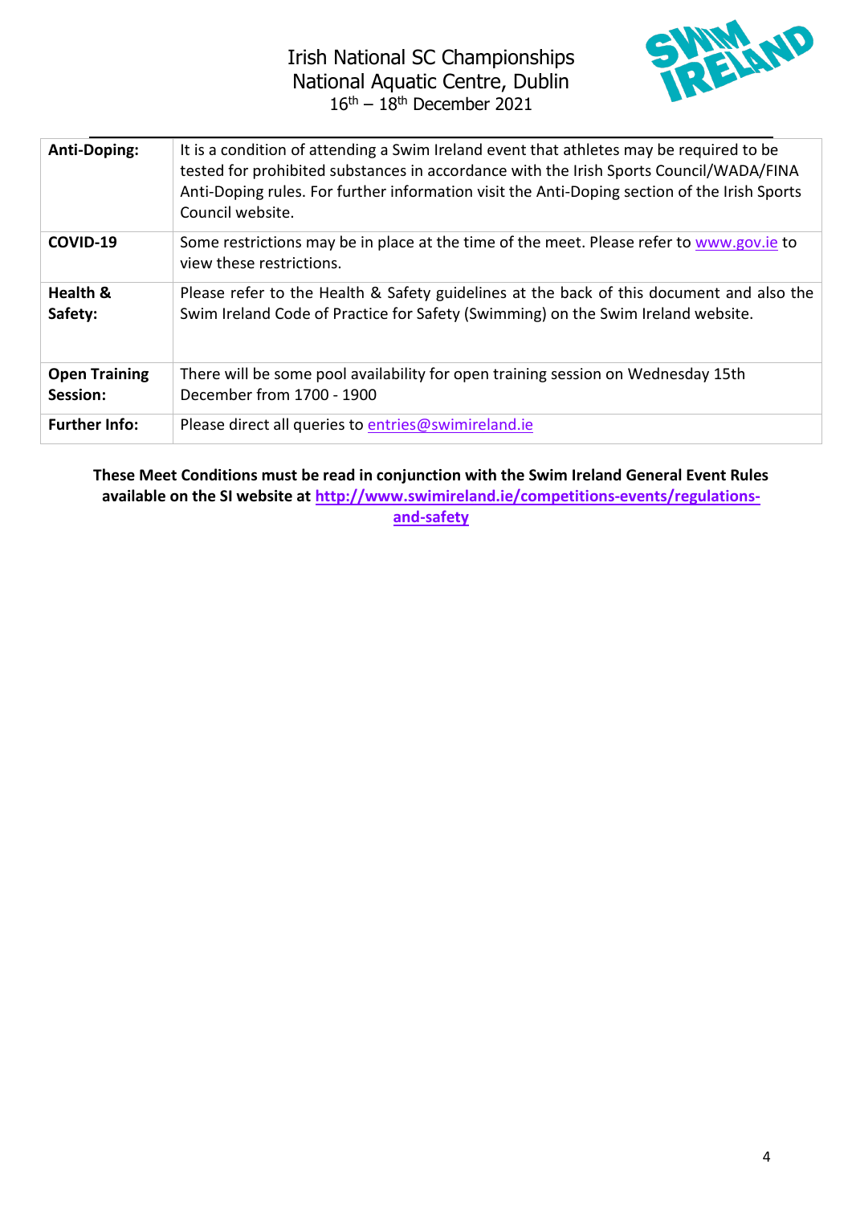| Anti-Doping: | It is a condition of attending a Swim Ireland event that athletes may be required to be tested for prohibited substances in accordance with the Irish Sports Council/WADA/FINA Anti-Doping rules. For further information visit the Anti-Doping section of the Irish Sports Council website. |
|---|---|
| COVID-19 | Some restrictions may be in place at the time of the meet. Please refer to www.gov.ie to view these restrictions. |
| Health & Safety: | Please refer to the Health & Safety guidelines at the back of this document and also the Swim Ireland Code of Practice for Safety (Swimming) on the Swim Ireland website. |
| Open Training Session: | There will be some pool availability for open training session on Wednesday 15th December from 1700 - 1900 |
| Further Info: | Please direct all queries to entries@swimireland.ie |

**These Meet Conditions must be read in conjunction with the Swim Ireland General Event Rules available on the SI website at http://www.swimireland.ie/competitions-events/regulations-and-safety**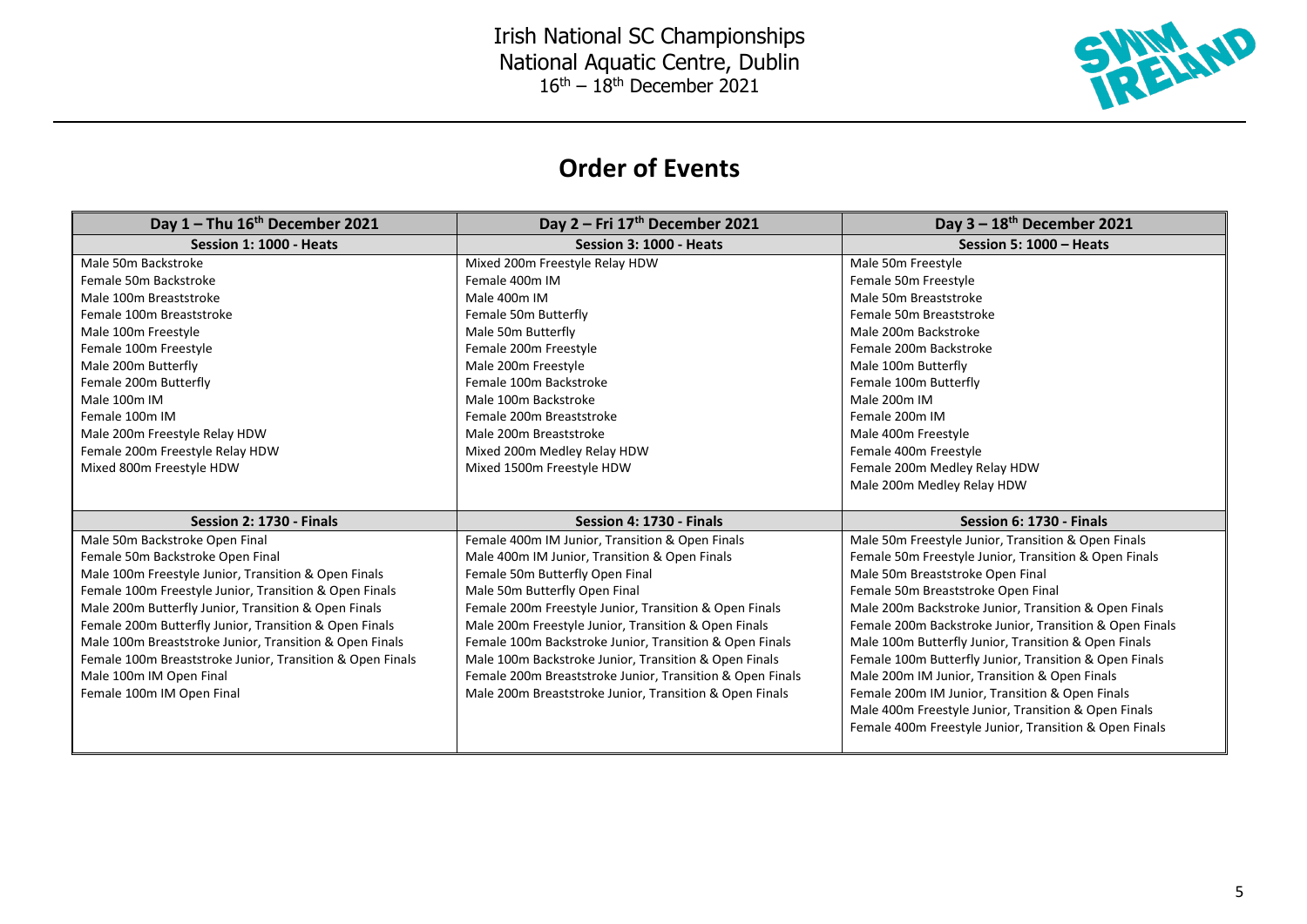Irish National SC Championships
National Aquatic Centre, Dublin
16th – 18th December 2021

## Order of Events

| Day 1 – Thu 16th December 2021 | Day 2 – Fri 17th December 2021 | Day 3 – 18th December 2021 |
|---|---|---|
| **Session 1: 1000 - Heats** | **Session 3: 1000 - Heats** | **Session 5: 1000 – Heats** |
| Male 50m Backstroke | Mixed 200m Freestyle Relay HDW | Male 50m Freestyle |
| Female 50m Backstroke | Female 400m IM | Female 50m Freestyle |
| Male 100m Breaststroke | Male 400m IM | Male 50m Breaststroke |
| Female 100m Breaststroke | Female 50m Butterfly | Female 50m Breaststroke |
| Male 100m Freestyle | Male 50m Butterfly | Male 200m Backstroke |
| Female 100m Freestyle | Female 200m Freestyle | Female 200m Backstroke |
| Male 200m Butterfly | Male 200m Freestyle | Male 100m Butterfly |
| Female 200m Butterfly | Female 100m Backstroke | Female 100m Butterfly |
| Male 100m IM | Male 100m Backstroke | Male 200m IM |
| Female 100m IM | Female 200m Breaststroke | Female 200m IM |
| Male 200m Freestyle Relay HDW | Male 200m Breaststroke | Male 400m Freestyle |
| Female 200m Freestyle Relay HDW | Mixed 200m Medley Relay HDW | Female 400m Freestyle |
| Mixed 800m Freestyle HDW | Mixed 1500m Freestyle HDW | Female 200m Medley Relay HDW |
| | | Male 200m Medley Relay HDW |
| **Session 2: 1730 - Finals** | **Session 4: 1730 - Finals** | **Session 6: 1730 - Finals** |
| Male 50m Backstroke Open Final | Female 400m IM Junior, Transition & Open Finals | Male 50m Freestyle Junior, Transition & Open Finals |
| Female 50m Backstroke Open Final | Male 400m IM Junior, Transition & Open Finals | Female 50m Freestyle Junior, Transition & Open Finals |
| Male 100m Freestyle Junior, Transition & Open Finals | Female 50m Butterfly Open Final | Male 50m Breaststroke Open Final |
| Female 100m Freestyle Junior, Transition & Open Finals | Male 50m Butterfly Open Final | Female 50m Breaststroke Open Final |
| Male 200m Butterfly Junior, Transition & Open Finals | Female 200m Freestyle Junior, Transition & Open Finals | Male 200m Backstroke Junior, Transition & Open Finals |
| Female 200m Butterfly Junior, Transition & Open Finals | Male 200m Freestyle Junior, Transition & Open Finals | Female 200m Backstroke Junior, Transition & Open Finals |
| Male 100m Breaststroke Junior, Transition & Open Finals | Female 100m Backstroke Junior, Transition & Open Finals | Male 100m Butterfly Junior, Transition & Open Finals |
| Female 100m Breaststroke Junior, Transition & Open Finals | Male 100m Backstroke Junior, Transition & Open Finals | Female 100m Butterfly Junior, Transition & Open Finals |
| Male 100m IM Open Final | Female 200m Breaststroke Junior, Transition & Open Finals | Male 200m IM Junior, Transition & Open Finals |
| Female 100m IM Open Final | Male 200m Breaststroke Junior, Transition & Open Finals | Female 200m IM Junior, Transition & Open Finals |
| | | Male 400m Freestyle Junior, Transition & Open Finals |
| | | Female 400m Freestyle Junior, Transition & Open Finals |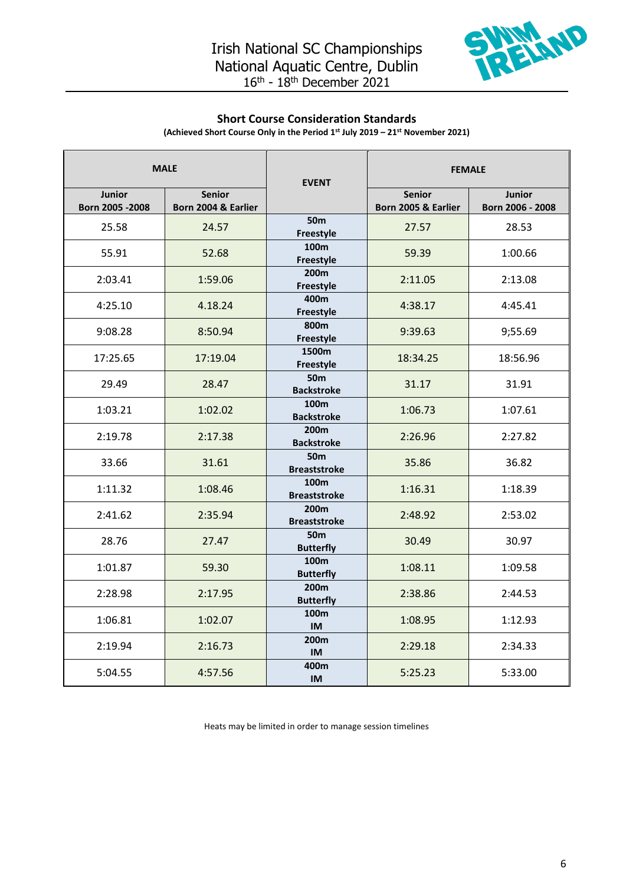# Irish National SC Championships
# National Aquatic Centre, Dublin
# 16th - 18th December 2021

## Short Course Consideration Standards

**(Achieved Short Course Only in the Period 1st July 2019 – 21st November 2021)**

| MALE | | EVENT | FEMALE | |
|---|---|---|---|---|
| **Junior Born 2005 -2008** | **Senior Born 2004 & Earlier** | | **Senior Born 2005 & Earlier** | **Junior Born 2006 - 2008** |
| 25.58 | 24.57 | **50m Freestyle** | 27.57 | 28.53 |
| 55.91 | 52.68 | **100m Freestyle** | 59.39 | 1:00.66 |
| 2:03.41 | 1:59.06 | **200m Freestyle** | 2:11.05 | 2:13.08 |
| 4:25.10 | 4.18.24 | **400m Freestyle** | 4:38.17 | 4:45.41 |
| 9:08.28 | 8:50.94 | **800m Freestyle** | 9:39.63 | 9;55.69 |
| 17:25.65 | 17:19.04 | **1500m Freestyle** | 18:34.25 | 18:56.96 |
| 29.49 | 28.47 | **50m Backstroke** | 31.17 | 31.91 |
| 1:03.21 | 1:02.02 | **100m Backstroke** | 1:06.73 | 1:07.61 |
| 2:19.78 | 2:17.38 | **200m Backstroke** | 2:26.96 | 2:27.82 |
| 33.66 | 31.61 | **50m Breaststroke** | 35.86 | 36.82 |
| 1:11.32 | 1:08.46 | **100m Breaststroke** | 1:16.31 | 1:18.39 |
| 2:41.62 | 2:35.94 | **200m Breaststroke** | 2:48.92 | 2:53.02 |
| 28.76 | 27.47 | **50m Butterfly** | 30.49 | 30.97 |
| 1:01.87 | 59.30 | **100m Butterfly** | 1:08.11 | 1:09.58 |
| 2:28.98 | 2:17.95 | **200m Butterfly** | 2:38.86 | 2:44.53 |
| 1:06.81 | 1:02.07 | **100m IM** | 1:08.95 | 1:12.93 |
| 2:19.94 | 2:16.73 | **200m IM** | 2:29.18 | 2:34.33 |
| 5:04.55 | 4:57.56 | **400m IM** | 5:25.23 | 5:33.00 |

Heats may be limited in order to manage session timelines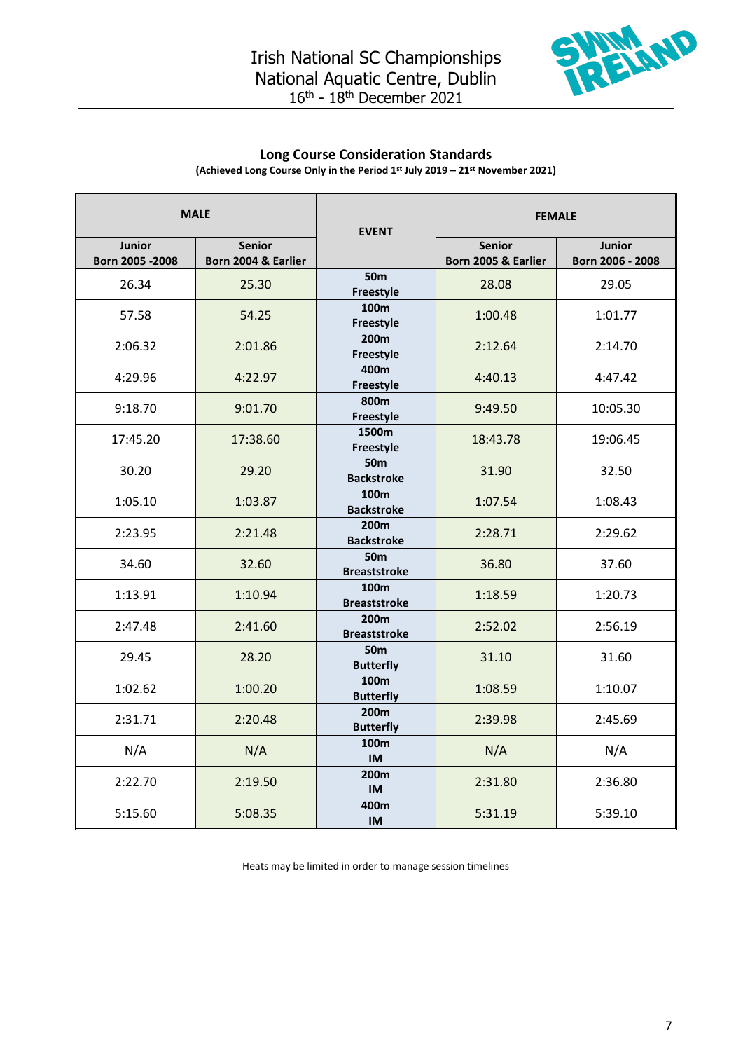Irish National SC Championships
National Aquatic Centre, Dublin
16th - 18th December 2021

## Long Course Consideration Standards

**(Achieved Long Course Only in the Period 1st July 2019 – 21st November 2021)**

| MALE | | EVENT | FEMALE | |
|---|---|---|---|---|
| **Junior Born 2005 -2008** | **Senior Born 2004 & Earlier** | | **Senior Born 2005 & Earlier** | **Junior Born 2006 - 2008** |
| 26.34 | 25.30 | **50m Freestyle** | 28.08 | 29.05 |
| 57.58 | 54.25 | **100m Freestyle** | 1:00.48 | 1:01.77 |
| 2:06.32 | 2:01.86 | **200m Freestyle** | 2:12.64 | 2:14.70 |
| 4:29.96 | 4:22.97 | **400m Freestyle** | 4:40.13 | 4:47.42 |
| 9:18.70 | 9:01.70 | **800m Freestyle** | 9:49.50 | 10:05.30 |
| 17:45.20 | 17:38.60 | **1500m Freestyle** | 18:43.78 | 19:06.45 |
| 30.20 | 29.20 | **50m Backstroke** | 31.90 | 32.50 |
| 1:05.10 | 1:03.87 | **100m Backstroke** | 1:07.54 | 1:08.43 |
| 2:23.95 | 2:21.48 | **200m Backstroke** | 2:28.71 | 2:29.62 |
| 34.60 | 32.60 | **50m Breaststroke** | 36.80 | 37.60 |
| 1:13.91 | 1:10.94 | **100m Breaststroke** | 1:18.59 | 1:20.73 |
| 2:47.48 | 2:41.60 | **200m Breaststroke** | 2:52.02 | 2:56.19 |
| 29.45 | 28.20 | **50m Butterfly** | 31.10 | 31.60 |
| 1:02.62 | 1:00.20 | **100m Butterfly** | 1:08.59 | 1:10.07 |
| 2:31.71 | 2:20.48 | **200m Butterfly** | 2:39.98 | 2:45.69 |
| N/A | N/A | **100m IM** | N/A | N/A |
| 2:22.70 | 2:19.50 | **200m IM** | 2:31.80 | 2:36.80 |
| 5:15.60 | 5:08.35 | **400m IM** | 5:31.19 | 5:39.10 |

Heats may be limited in order to manage session timelines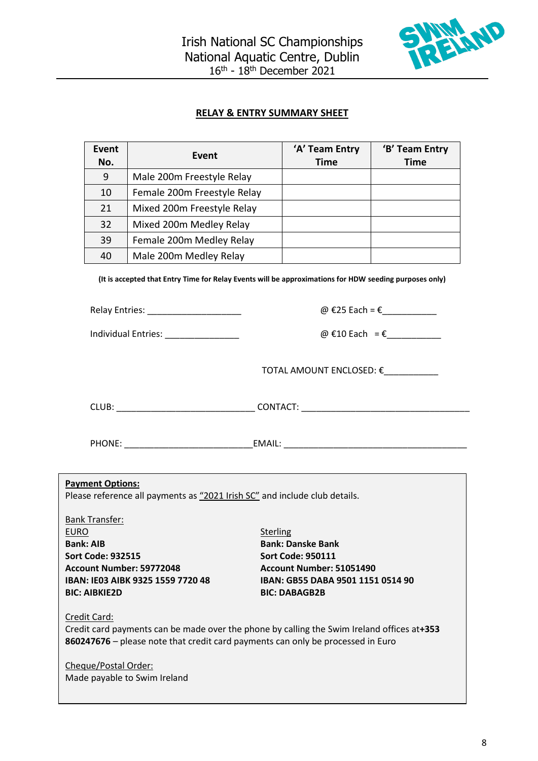Irish National SC Championships
National Aquatic Centre, Dublin
16th - 18th December 2021

## RELAY & ENTRY SUMMARY SHEET

| Event No. | Event | 'A' Team Entry Time | 'B' Team Entry Time |
|---|---|---|---|
| 9 | Male 200m Freestyle Relay | | |
| 10 | Female 200m Freestyle Relay | | |
| 21 | Mixed 200m Freestyle Relay | | |
| 32 | Mixed 200m Medley Relay | | |
| 39 | Female 200m Medley Relay | | |
| 40 | Male 200m Medley Relay | | |

**(It is accepted that Entry Time for Relay Events will be approximations for HDW seeding purposes only)**

Relay Entries: ___________________ @ €25 Each = €___________

Individual Entries: _______________ @ €10 Each = €___________

TOTAL AMOUNT ENCLOSED: €___________

CLUB: ____________________________ CONTACT: __________________________________

PHONE: __________________________ EMAIL: _____________________________________

**Payment Options:**
Please reference all payments as "2021 Irish SC" and include club details.

Bank Transfer:

EURO
**Bank: AIB**
**Sort Code: 932515**
**Account Number: 59772048**
**IBAN: IE03 AIBK 9325 1559 7720 48**
**BIC: AIBKIE2D**

Sterling
**Bank: Danske Bank**
**Sort Code: 950111**
**Account Number: 51051490**
**IBAN: GB55 DABA 9501 1151 0514 90**
**BIC: DABAGB2B**

Credit Card:
Credit card payments can be made over the phone by calling the Swim Ireland offices at **+353 860247676** – please note that credit card payments can only be processed in Euro

Cheque/Postal Order:
Made payable to Swim Ireland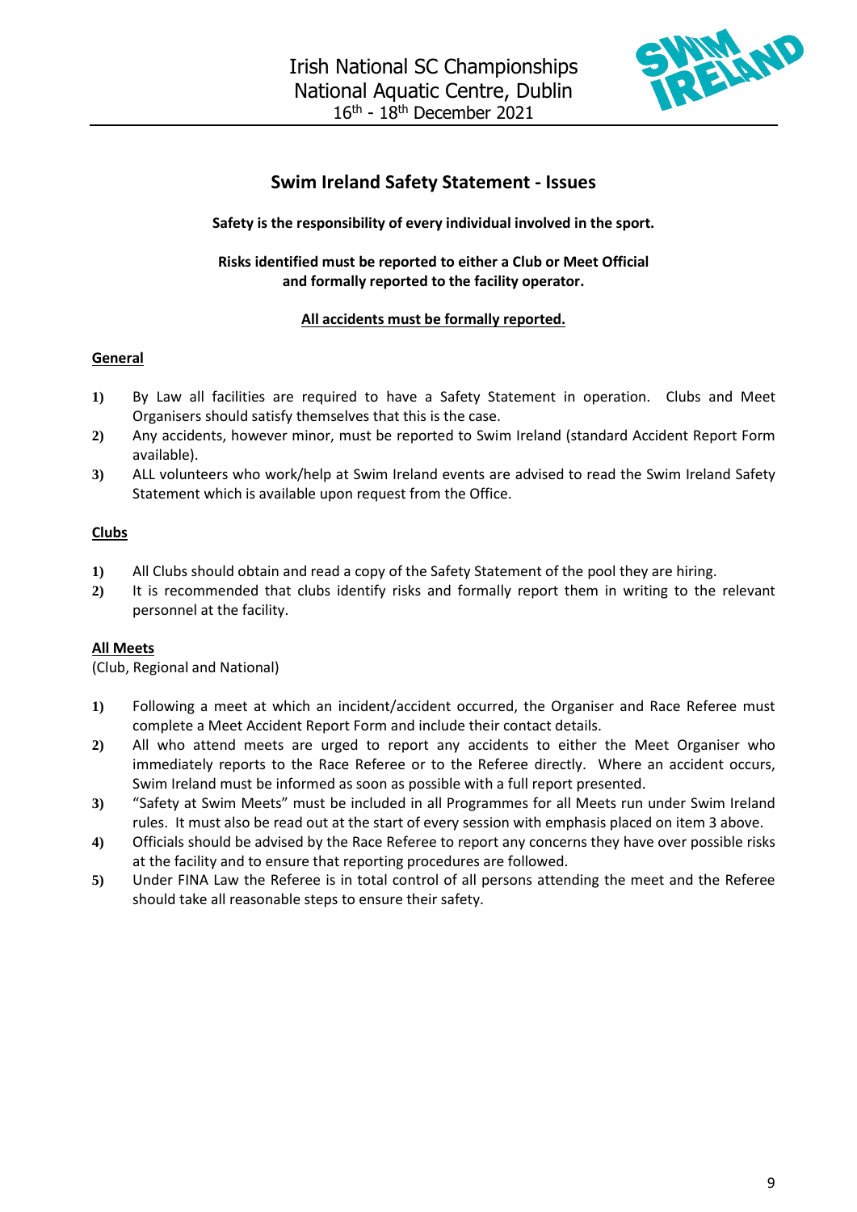# Swim Ireland Safety Statement - Issues

**Safety is the responsibility of every individual involved in the sport.**

**Risks identified must be reported to either a Club or Meet Official and formally reported to the facility operator.**

**All accidents must be formally reported.**

## General

1) By Law all facilities are required to have a Safety Statement in operation. Clubs and Meet Organisers should satisfy themselves that this is the case.
2) Any accidents, however minor, must be reported to Swim Ireland (standard Accident Report Form available).
3) ALL volunteers who work/help at Swim Ireland events are advised to read the Swim Ireland Safety Statement which is available upon request from the Office.

## Clubs

1) All Clubs should obtain and read a copy of the Safety Statement of the pool they are hiring.
2) It is recommended that clubs identify risks and formally report them in writing to the relevant personnel at the facility.

## All Meets

(Club, Regional and National)

1) Following a meet at which an incident/accident occurred, the Organiser and Race Referee must complete a Meet Accident Report Form and include their contact details.
2) All who attend meets are urged to report any accidents to either the Meet Organiser who immediately reports to the Race Referee or to the Referee directly. Where an accident occurs, Swim Ireland must be informed as soon as possible with a full report presented.
3) "Safety at Swim Meets" must be included in all Programmes for all Meets run under Swim Ireland rules. It must also be read out at the start of every session with emphasis placed on item 3 above.
4) Officials should be advised by the Race Referee to report any concerns they have over possible risks at the facility and to ensure that reporting procedures are followed.
5) Under FINA Law the Referee is in total control of all persons attending the meet and the Referee should take all reasonable steps to ensure their safety.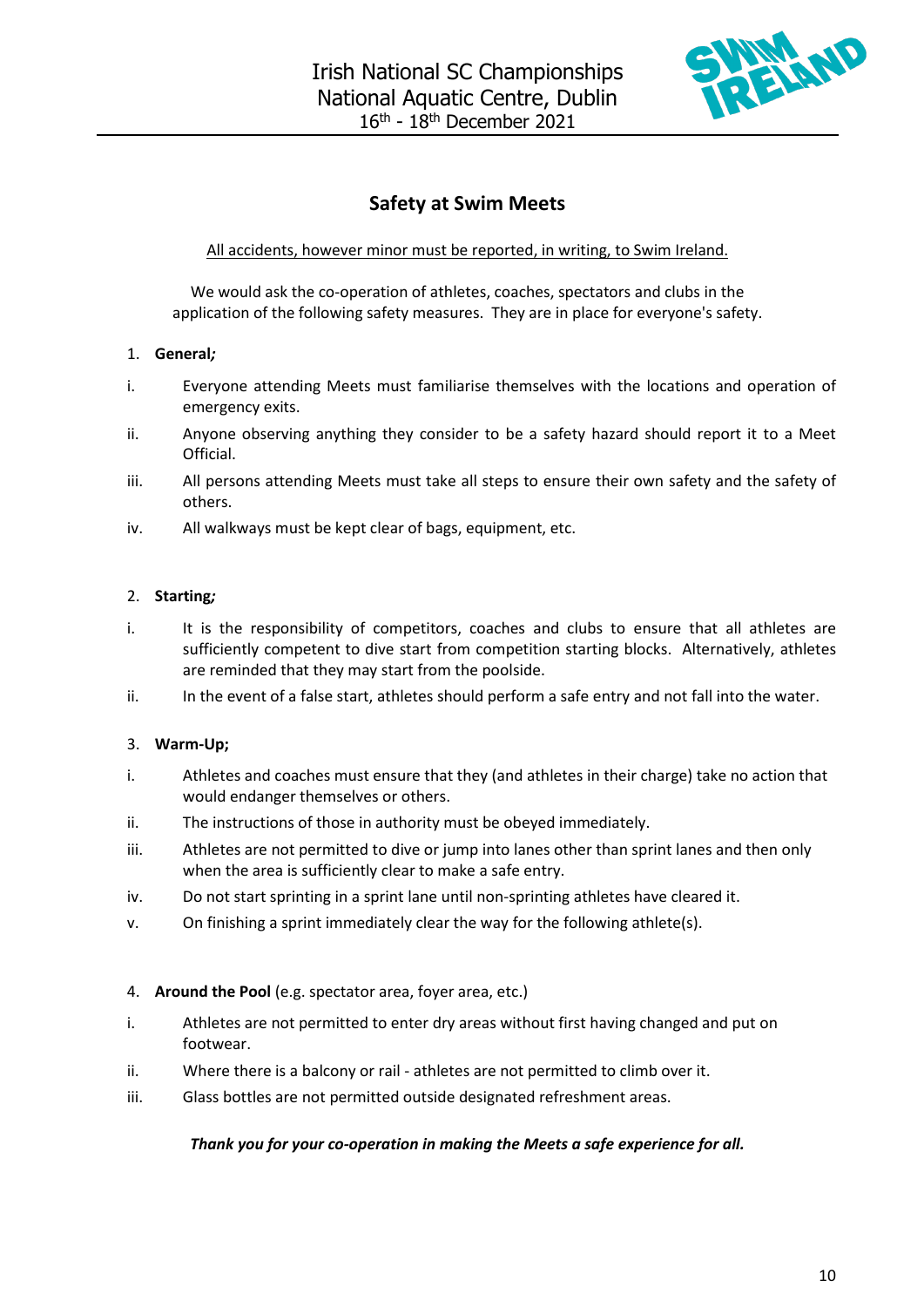## Safety at Swim Meets

All accidents, however minor must be reported, in writing, to Swim Ireland.

We would ask the co-operation of athletes, coaches, spectators and clubs in the application of the following safety measures. They are in place for everyone's safety.

1. **General;**

i. Everyone attending Meets must familiarise themselves with the locations and operation of emergency exits.

ii. Anyone observing anything they consider to be a safety hazard should report it to a Meet Official.

iii. All persons attending Meets must take all steps to ensure their own safety and the safety of others.

iv. All walkways must be kept clear of bags, equipment, etc.

2. **Starting;**

i. It is the responsibility of competitors, coaches and clubs to ensure that all athletes are sufficiently competent to dive start from competition starting blocks. Alternatively, athletes are reminded that they may start from the poolside.

ii. In the event of a false start, athletes should perform a safe entry and not fall into the water.

3. **Warm-Up;**

i. Athletes and coaches must ensure that they (and athletes in their charge) take no action that would endanger themselves or others.

ii. The instructions of those in authority must be obeyed immediately.

iii. Athletes are not permitted to dive or jump into lanes other than sprint lanes and then only when the area is sufficiently clear to make a safe entry.

iv. Do not start sprinting in a sprint lane until non-sprinting athletes have cleared it.

v. On finishing a sprint immediately clear the way for the following athlete(s).

4. **Around the Pool** (e.g. spectator area, foyer area, etc.)

i. Athletes are not permitted to enter dry areas without first having changed and put on footwear.

ii. Where there is a balcony or rail - athletes are not permitted to climb over it.

iii. Glass bottles are not permitted outside designated refreshment areas.

***Thank you for your co-operation in making the Meets a safe experience for all.***